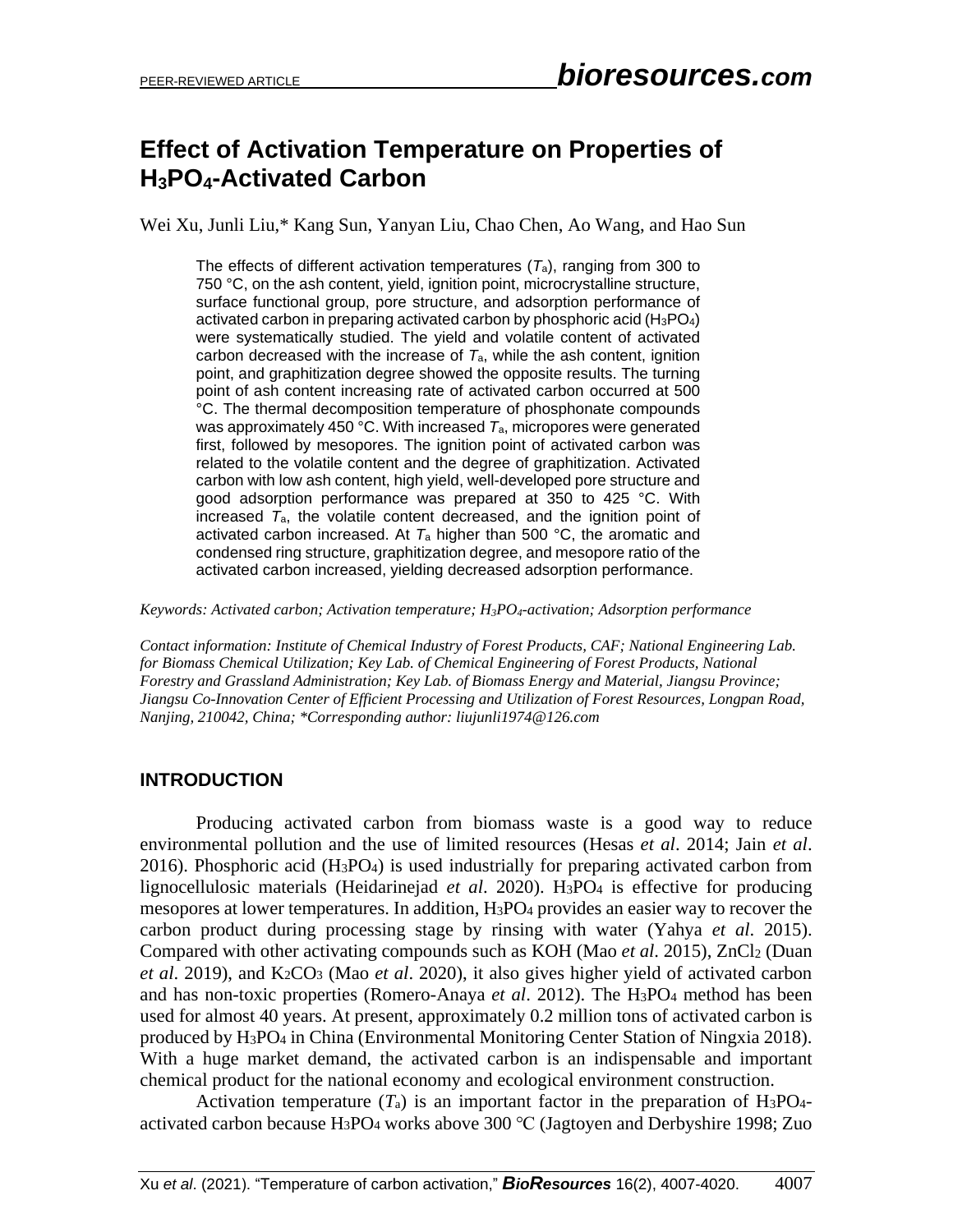# Effect of Activation Temperature on Properties of $H_3PO_4$-Activated Carbon

Wei Xu, Junli Liu,* Kang Sun, Yanyan Liu, Chao Chen, Ao Wang, and Hao Sun

The effects of different activation temperatures ($T_a$), ranging from 300 to 750 °C, on the ash content, yield, ignition point, microcrystalline structure, surface functional group, pore structure, and adsorption performance of activated carbon in preparing activated carbon by phosphoric acid ($H_3PO_4$) were systematically studied. The yield and volatile content of activated carbon decreased with the increase of $T_a$, while the ash content, ignition point, and graphitization degree showed the opposite results. The turning point of ash content increasing rate of activated carbon occurred at 500 °C. The thermal decomposition temperature of phosphonate compounds was approximately 450 °C. With increased $T_a$, micropores were generated first, followed by mesopores. The ignition point of activated carbon was related to the volatile content and the degree of graphitization. Activated carbon with low ash content, high yield, well-developed pore structure and good adsorption performance was prepared at 350 to 425 °C. With increased $T_a$, the volatile content decreased, and the ignition point of activated carbon increased. At $T_a$ higher than 500 °C, the aromatic and condensed ring structure, graphitization degree, and mesopore ratio of the activated carbon increased, yielding decreased adsorption performance.

*Keywords: Activated carbon; Activation temperature; $H_3PO_4$-activation; Adsorption performance*

*Contact information: Institute of Chemical Industry of Forest Products, CAF; National Engineering Lab. for Biomass Chemical Utilization; Key Lab. of Chemical Engineering of Forest Products, National Forestry and Grassland Administration; Key Lab. of Biomass Energy and Material, Jiangsu Province; Jiangsu Co-Innovation Center of Efficient Processing and Utilization of Forest Resources, Longpan Road, Nanjing, 210042, China; *Corresponding author: liujunli1974@126.com*

## INTRODUCTION

Producing activated carbon from biomass waste is a good way to reduce environmental pollution and the use of limited resources (Hesas *et al*. 2014; Jain *et al*. 2016). Phosphoric acid ($H_3PO_4$) is used industrially for preparing activated carbon from lignocellulosic materials (Heidarinejad *et al*. 2020). $H_3PO_4$ is effective for producing mesopores at lower temperatures. In addition, $H_3PO_4$ provides an easier way to recover the carbon product during processing stage by rinsing with water (Yahya *et al*. 2015). Compared with other activating compounds such as KOH (Mao *et al*. 2015), $ZnCl_2$ (Duan *et al*. 2019), and $K_2CO_3$ (Mao *et al*. 2020), it also gives higher yield of activated carbon and has non-toxic properties (Romero-Anaya *et al*. 2012). The $H_3PO_4$ method has been used for almost 40 years. At present, approximately 0.2 million tons of activated carbon is produced by $H_3PO_4$ in China (Environmental Monitoring Center Station of Ningxia 2018). With a huge market demand, the activated carbon is an indispensable and important chemical product for the national economy and ecological environment construction.

Activation temperature ($T_a$) is an important factor in the preparation of $H_3PO_4$-activated carbon because $H_3PO_4$ works above 300 °C (Jagtoyen and Derbyshire 1998; Zuo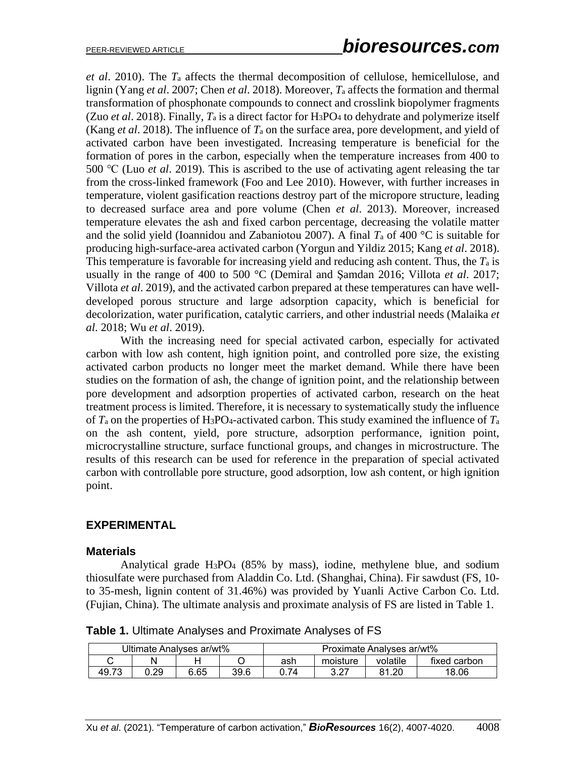*et al*. 2010). The $T_a$ affects the thermal decomposition of cellulose, hemicellulose, and lignin (Yang *et al*. 2007; Chen *et al*. 2018). Moreover, $T_a$ affects the formation and thermal transformation of phosphonate compounds to connect and crosslink biopolymer fragments (Zuo *et al*. 2018). Finally, $T_a$ is a direct factor for $H_3PO_4$ to dehydrate and polymerize itself (Kang *et al*. 2018). The influence of $T_a$ on the surface area, pore development, and yield of activated carbon have been investigated. Increasing temperature is beneficial for the formation of pores in the carbon, especially when the temperature increases from 400 to 500 °C (Luo *et al*. 2019). This is ascribed to the use of activating agent releasing the tar from the cross-linked framework (Foo and Lee 2010). However, with further increases in temperature, violent gasification reactions destroy part of the micropore structure, leading to decreased surface area and pore volume (Chen *et al*. 2013). Moreover, increased temperature elevates the ash and fixed carbon percentage, decreasing the volatile matter and the solid yield (Ioannidou and Zabaniotou 2007). A final $T_a$ of 400 °C is suitable for producing high-surface-area activated carbon (Yorgun and Yildiz 2015; Kang *et al*. 2018). This temperature is favorable for increasing yield and reducing ash content. Thus, the $T_a$ is usually in the range of 400 to 500 °C (Demiral and Șamdan 2016; Villota *et al*. 2017; Villota *et al*. 2019), and the activated carbon prepared at these temperatures can have well-developed porous structure and large adsorption capacity, which is beneficial for decolorization, water purification, catalytic carriers, and other industrial needs (Malaika *et al*. 2018; Wu *et al*. 2019).

With the increasing need for special activated carbon, especially for activated carbon with low ash content, high ignition point, and controlled pore size, the existing activated carbon products no longer meet the market demand. While there have been studies on the formation of ash, the change of ignition point, and the relationship between pore development and adsorption properties of activated carbon, research on the heat treatment process is limited. Therefore, it is necessary to systematically study the influence of $T_a$ on the properties of $H_3PO_4$-activated carbon. This study examined the influence of $T_a$ on the ash content, yield, pore structure, adsorption performance, ignition point, microcrystalline structure, surface functional groups, and changes in microstructure. The results of this research can be used for reference in the preparation of special activated carbon with controllable pore structure, good adsorption, low ash content, or high ignition point.

## EXPERIMENTAL

### Materials

Analytical grade $H_3PO_4$ (85% by mass), iodine, methylene blue, and sodium thiosulfate were purchased from Aladdin Co. Ltd. (Shanghai, China). Fir sawdust (FS, 10- to 35-mesh, lignin content of 31.46%) was provided by Yuanli Active Carbon Co. Ltd. (Fujian, China). The ultimate analysis and proximate analysis of FS are listed in Table 1.

**Table 1.** Ultimate Analyses and Proximate Analyses of FS

| Ultimate Analyses ar/wt% | | | | Proximate Analyses ar/wt% | | | |
|---|---|---|---|---|---|---|---|
| C | N | H | O | ash | moisture | volatile | fixed carbon |
| 49.73 | 0.29 | 6.65 | 39.6 | 0.74 | 3.27 | 81.20 | 18.06 |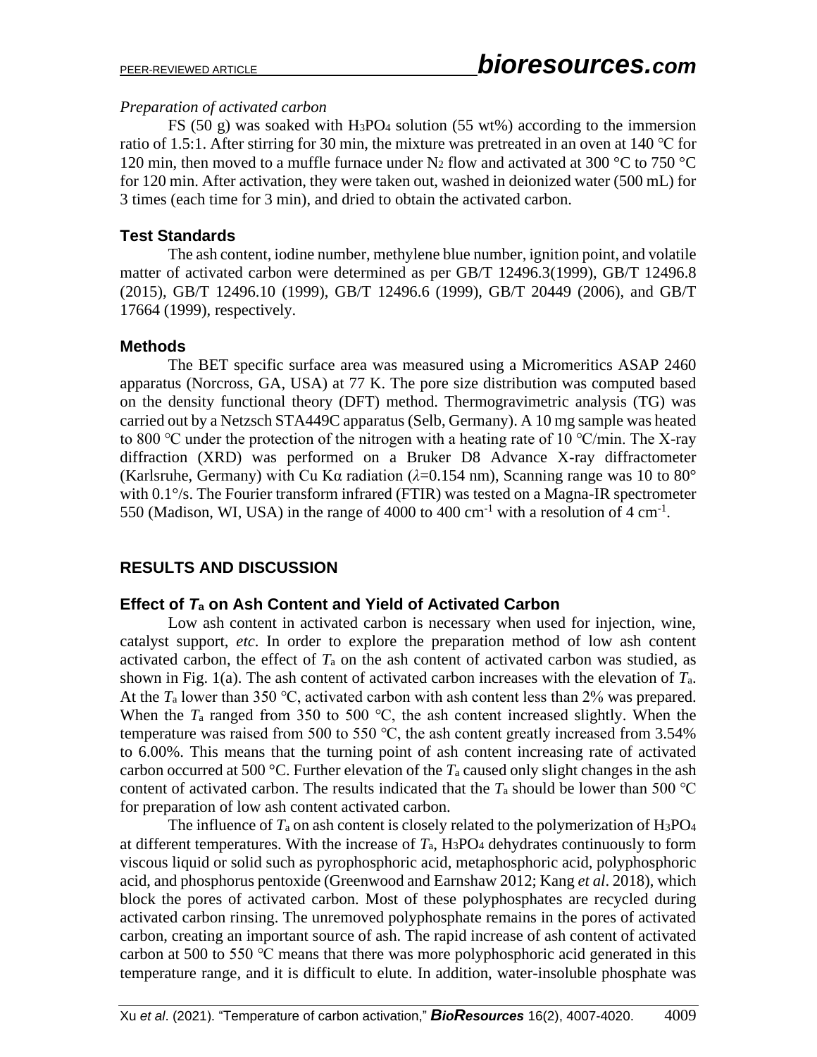*Preparation of activated carbon*

FS (50 g) was soaked with $H_3PO_4$ solution (55 wt%) according to the immersion ratio of 1.5:1. After stirring for 30 min, the mixture was pretreated in an oven at 140 °C for 120 min, then moved to a muffle furnace under $N_2$ flow and activated at 300 °C to 750 °C for 120 min. After activation, they were taken out, washed in deionized water (500 mL) for 3 times (each time for 3 min), and dried to obtain the activated carbon.

### Test Standards

The ash content, iodine number, methylene blue number, ignition point, and volatile matter of activated carbon were determined as per GB/T 12496.3(1999), GB/T 12496.8 (2015), GB/T 12496.10 (1999), GB/T 12496.6 (1999), GB/T 20449 (2006), and GB/T 17664 (1999), respectively.

### Methods

The BET specific surface area was measured using a Micromeritics ASAP 2460 apparatus (Norcross, GA, USA) at 77 K. The pore size distribution was computed based on the density functional theory (DFT) method. Thermogravimetric analysis (TG) was carried out by a Netzsch STA449C apparatus (Selb, Germany). A 10 mg sample was heated to 800 °C under the protection of the nitrogen with a heating rate of 10 °C/min. The X-ray diffraction (XRD) was performed on a Bruker D8 Advance X-ray diffractometer (Karlsruhe, Germany) with Cu Kα radiation ($\lambda$=0.154 nm), Scanning range was 10 to 80° with 0.1°/s. The Fourier transform infrared (FTIR) was tested on a Magna-IR spectrometer 550 (Madison, WI, USA) in the range of 4000 to 400 $cm^{-1}$ with a resolution of 4 $cm^{-1}$.

## RESULTS AND DISCUSSION

### Effect of $T_a$ on Ash Content and Yield of Activated Carbon

Low ash content in activated carbon is necessary when used for injection, wine, catalyst support, *etc*. In order to explore the preparation method of low ash content activated carbon, the effect of $T_a$ on the ash content of activated carbon was studied, as shown in Fig. 1(a). The ash content of activated carbon increases with the elevation of $T_a$. At the $T_a$ lower than 350 °C, activated carbon with ash content less than 2% was prepared. When the $T_a$ ranged from 350 to 500 °C, the ash content increased slightly. When the temperature was raised from 500 to 550 °C, the ash content greatly increased from 3.54% to 6.00%. This means that the turning point of ash content increasing rate of activated carbon occurred at 500 °C. Further elevation of the $T_a$ caused only slight changes in the ash content of activated carbon. The results indicated that the $T_a$ should be lower than 500 °C for preparation of low ash content activated carbon.

The influence of $T_a$ on ash content is closely related to the polymerization of $H_3PO_4$ at different temperatures. With the increase of $T_a$, $H_3PO_4$ dehydrates continuously to form viscous liquid or solid such as pyrophosphoric acid, metaphosphoric acid, polyphosphoric acid, and phosphorus pentoxide (Greenwood and Earnshaw 2012; Kang *et al*. 2018), which block the pores of activated carbon. Most of these polyphosphates are recycled during activated carbon rinsing. The unremoved polyphosphate remains in the pores of activated carbon, creating an important source of ash. The rapid increase of ash content of activated carbon at 500 to 550 °C means that there was more polyphosphoric acid generated in this temperature range, and it is difficult to elute. In addition, water-insoluble phosphate was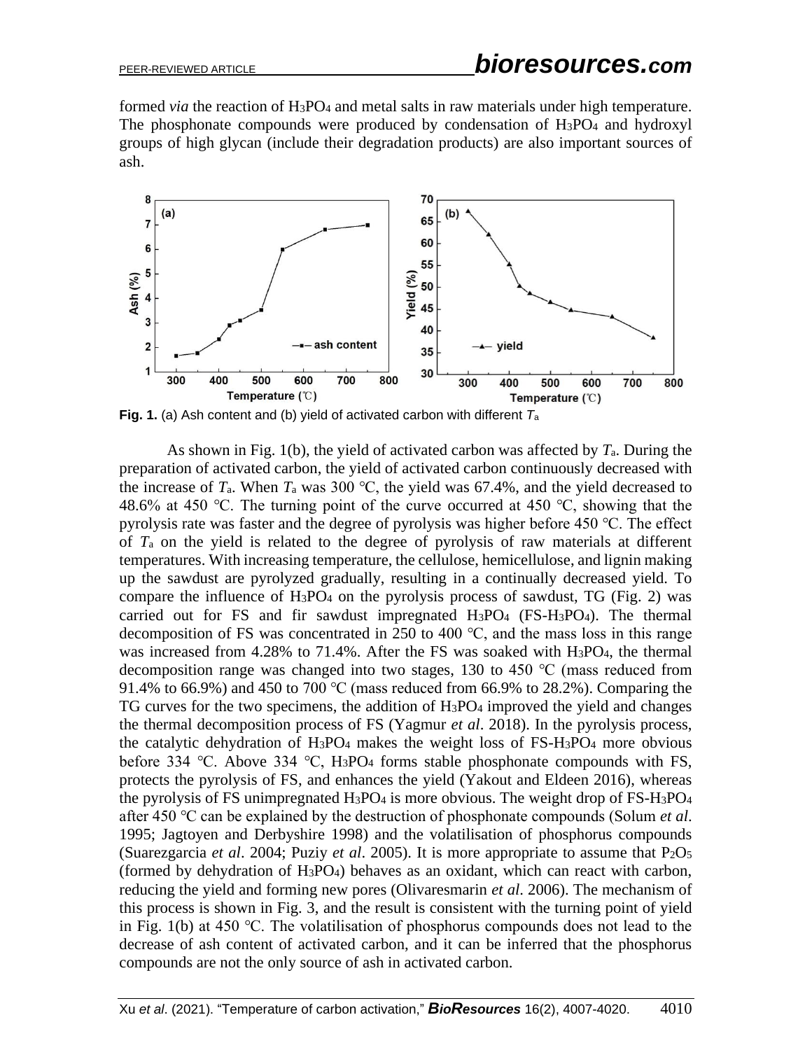formed *via* the reaction of $H_3PO_4$ and metal salts in raw materials under high temperature. The phosphonate compounds were produced by condensation of $H_3PO_4$ and hydroxyl groups of high glycan (include their degradation products) are also important sources of ash.

**Fig. 1.** (a) Ash content and (b) yield of activated carbon with different $T_a$

As shown in Fig. 1(b), the yield of activated carbon was affected by $T_a$. During the preparation of activated carbon, the yield of activated carbon continuously decreased with the increase of $T_a$. When $T_a$ was 300 °C, the yield was 67.4%, and the yield decreased to 48.6% at 450 °C. The turning point of the curve occurred at 450 °C, showing that the pyrolysis rate was faster and the degree of pyrolysis was higher before 450 °C. The effect of $T_a$ on the yield is related to the degree of pyrolysis of raw materials at different temperatures. With increasing temperature, the cellulose, hemicellulose, and lignin making up the sawdust are pyrolyzed gradually, resulting in a continually decreased yield. To compare the influence of $H_3PO_4$ on the pyrolysis process of sawdust, TG (Fig. 2) was carried out for FS and fir sawdust impregnated $H_3PO_4$ (FS-$H_3PO_4$). The thermal decomposition of FS was concentrated in 250 to 400 °C, and the mass loss in this range was increased from 4.28% to 71.4%. After the FS was soaked with $H_3PO_4$, the thermal decomposition range was changed into two stages, 130 to 450 °C (mass reduced from 91.4% to 66.9%) and 450 to 700 °C (mass reduced from 66.9% to 28.2%). Comparing the TG curves for the two specimens, the addition of $H_3PO_4$ improved the yield and changes the thermal decomposition process of FS (Yagmur *et al*. 2018). In the pyrolysis process, the catalytic dehydration of $H_3PO_4$ makes the weight loss of FS-$H_3PO_4$ more obvious before 334 °C. Above 334 °C, $H_3PO_4$ forms stable phosphonate compounds with FS, protects the pyrolysis of FS, and enhances the yield (Yakout and Eldeen 2016), whereas the pyrolysis of FS unimpregnated $H_3PO_4$ is more obvious. The weight drop of FS-$H_3PO_4$ after 450 °C can be explained by the destruction of phosphonate compounds (Solum *et al*. 1995; Jagtoyen and Derbyshire 1998) and the volatilisation of phosphorus compounds (Suarezgarcia *et al*. 2004; Puziy *et al*. 2005). It is more appropriate to assume that $P_2O_5$ (formed by dehydration of $H_3PO_4$) behaves as an oxidant, which can react with carbon, reducing the yield and forming new pores (Olivaresmarin *et al*. 2006). The mechanism of this process is shown in Fig. 3, and the result is consistent with the turning point of yield in Fig. 1(b) at 450 °C. The volatilisation of phosphorus compounds does not lead to the decrease of ash content of activated carbon, and it can be inferred that the phosphorus compounds are not the only source of ash in activated carbon.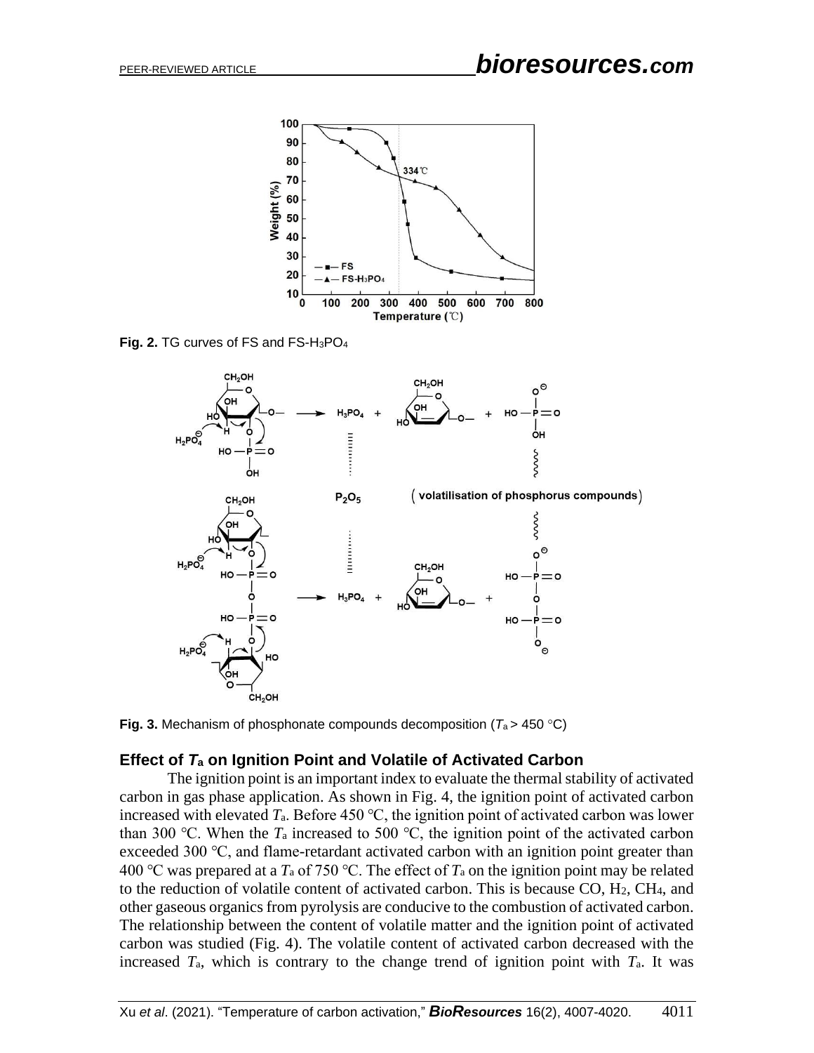**Fig. 2.** TG curves of FS and FS-$H_3PO_4$

**Fig. 3.** Mechanism of phosphonate compounds decomposition ($T_a$ > 450 °C)

### Effect of $T_a$ on Ignition Point and Volatile of Activated Carbon

The ignition point is an important index to evaluate the thermal stability of activated carbon in gas phase application. As shown in Fig. 4, the ignition point of activated carbon increased with elevated $T_a$. Before 450 ℃, the ignition point of activated carbon was lower than 300 ℃. When the $T_a$ increased to 500 ℃, the ignition point of the activated carbon exceeded 300 ℃, and flame-retardant activated carbon with an ignition point greater than 400 ℃ was prepared at a $T_a$ of 750 ℃. The effect of $T_a$ on the ignition point may be related to the reduction of volatile content of activated carbon. This is because CO, $H_2$, $CH_4$, and other gaseous organics from pyrolysis are conducive to the combustion of activated carbon. The relationship between the content of volatile matter and the ignition point of activated carbon was studied (Fig. 4). The volatile content of activated carbon decreased with the increased $T_a$, which is contrary to the change trend of ignition point with $T_a$. It was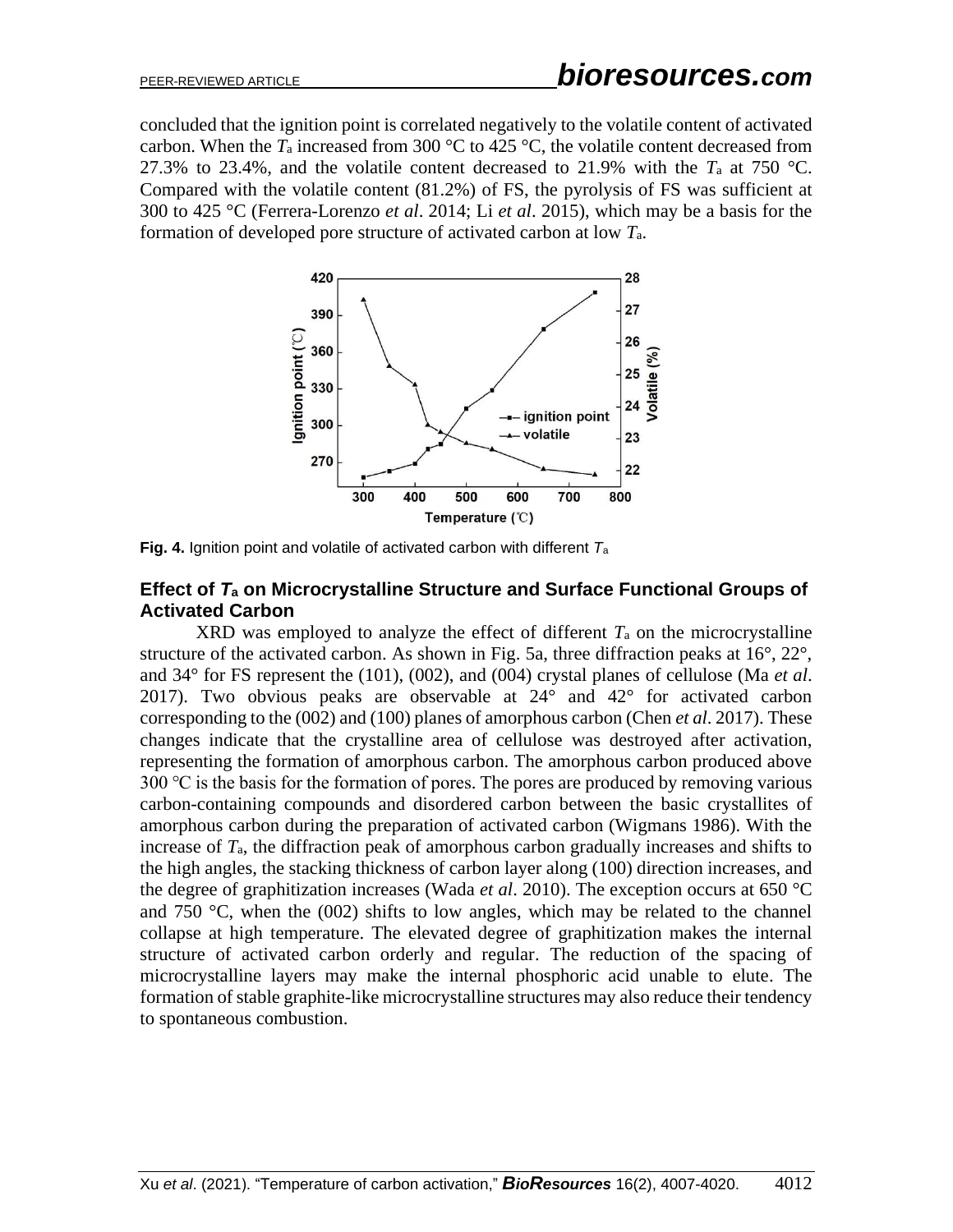concluded that the ignition point is correlated negatively to the volatile content of activated carbon. When the $T_a$ increased from 300 °C to 425 °C, the volatile content decreased from 27.3% to 23.4%, and the volatile content decreased to 21.9% with the $T_a$ at 750 °C. Compared with the volatile content (81.2%) of FS, the pyrolysis of FS was sufficient at 300 to 425 °C (Ferrera-Lorenzo *et al*. 2014; Li *et al*. 2015), which may be a basis for the formation of developed pore structure of activated carbon at low $T_a$.

**Fig. 4.** Ignition point and volatile of activated carbon with different $T_a$

## Effect of $T_a$ on Microcrystalline Structure and Surface Functional Groups of Activated Carbon

XRD was employed to analyze the effect of different $T_a$ on the microcrystalline structure of the activated carbon. As shown in Fig. 5a, three diffraction peaks at 16°, 22°, and 34° for FS represent the (101), (002), and (004) crystal planes of cellulose (Ma *et al*. 2017). Two obvious peaks are observable at 24° and 42° for activated carbon corresponding to the (002) and (100) planes of amorphous carbon (Chen *et al*. 2017). These changes indicate that the crystalline area of cellulose was destroyed after activation, representing the formation of amorphous carbon. The amorphous carbon produced above 300 ℃ is the basis for the formation of pores. The pores are produced by removing various carbon-containing compounds and disordered carbon between the basic crystallites of amorphous carbon during the preparation of activated carbon (Wigmans 1986). With the increase of $T_a$, the diffraction peak of amorphous carbon gradually increases and shifts to the high angles, the stacking thickness of carbon layer along (100) direction increases, and the degree of graphitization increases (Wada *et al*. 2010). The exception occurs at 650 °C and 750 °C, when the (002) shifts to low angles, which may be related to the channel collapse at high temperature. The elevated degree of graphitization makes the internal structure of activated carbon orderly and regular. The reduction of the spacing of microcrystalline layers may make the internal phosphoric acid unable to elute. The formation of stable graphite-like microcrystalline structures may also reduce their tendency to spontaneous combustion.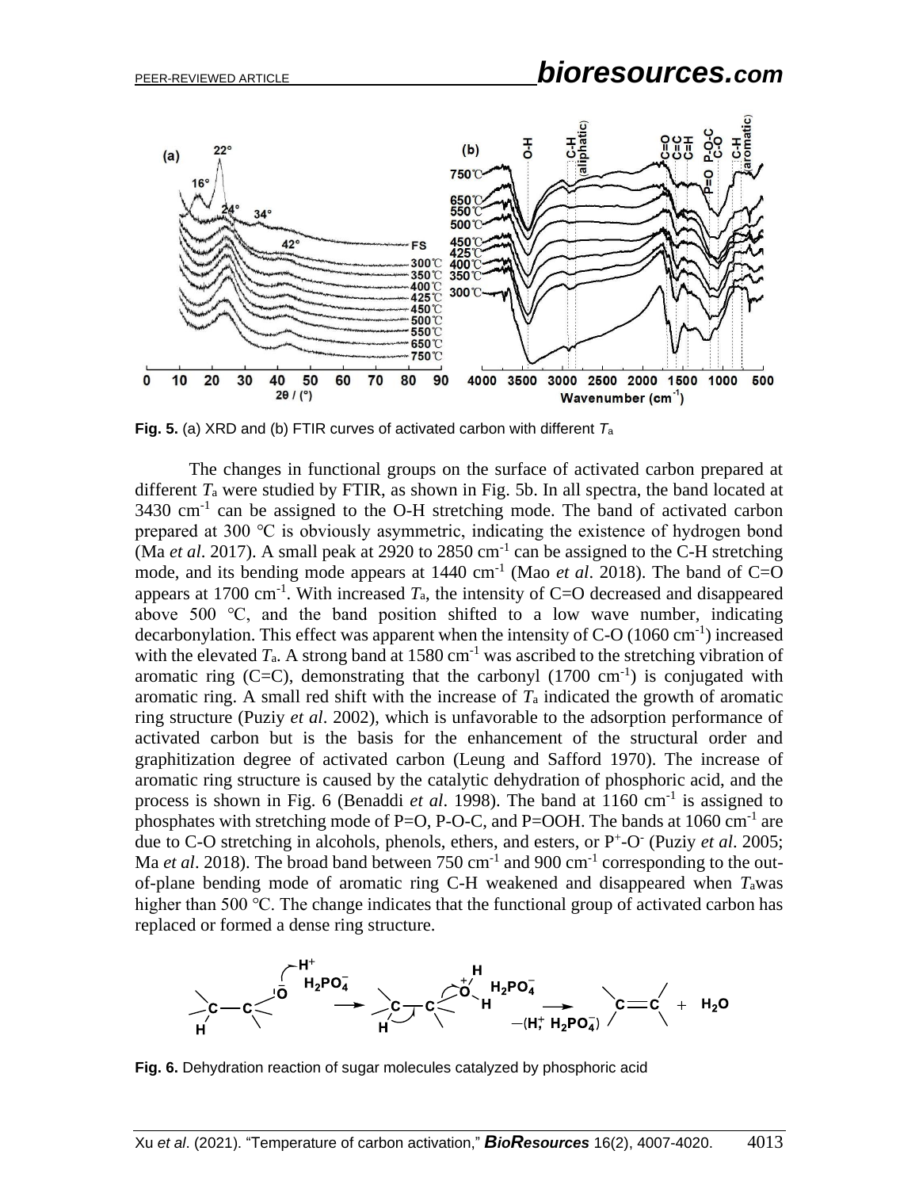**Fig. 5.** (a) XRD and (b) FTIR curves of activated carbon with different $T_a$

The changes in functional groups on the surface of activated carbon prepared at different $T_a$ were studied by FTIR, as shown in Fig. 5b. In all spectra, the band located at 3430 $cm^{-1}$ can be assigned to the O-H stretching mode. The band of activated carbon prepared at 300 °C is obviously asymmetric, indicating the existence of hydrogen bond (Ma *et al*. 2017). A small peak at 2920 to 2850 $cm^{-1}$ can be assigned to the C-H stretching mode, and its bending mode appears at 1440 $cm^{-1}$ (Mao *et al*. 2018). The band of C=O appears at 1700 $cm^{-1}$. With increased $T_a$, the intensity of C=O decreased and disappeared above 500 °C, and the band position shifted to a low wave number, indicating decarbonylation. This effect was apparent when the intensity of C-O (1060 $cm^{-1}$) increased with the elevated $T_a$. A strong band at 1580 $cm^{-1}$ was ascribed to the stretching vibration of aromatic ring (C=C), demonstrating that the carbonyl (1700 $cm^{-1}$) is conjugated with aromatic ring. A small red shift with the increase of $T_a$ indicated the growth of aromatic ring structure (Puziy *et al*. 2002), which is unfavorable to the adsorption performance of activated carbon but is the basis for the enhancement of the structural order and graphitization degree of activated carbon (Leung and Safford 1970). The increase of aromatic ring structure is caused by the catalytic dehydration of phosphoric acid, and the process is shown in Fig. 6 (Benaddi *et al*. 1998). The band at 1160 $cm^{-1}$ is assigned to phosphates with stretching mode of P=O, P-O-C, and P=OOH. The bands at 1060 $cm^{-1}$ are due to C-O stretching in alcohols, phenols, ethers, and esters, or $P^+$-$O^-$ (Puziy *et al*. 2005; Ma *et al*. 2018). The broad band between 750 $cm^{-1}$ and 900 $cm^{-1}$ corresponding to the out-of-plane bending mode of aromatic ring C-H weakened and disappeared when $T_a$ was higher than 500 °C. The change indicates that the functional group of activated carbon has replaced or formed a dense ring structure.

**Fig. 6.** Dehydration reaction of sugar molecules catalyzed by phosphoric acid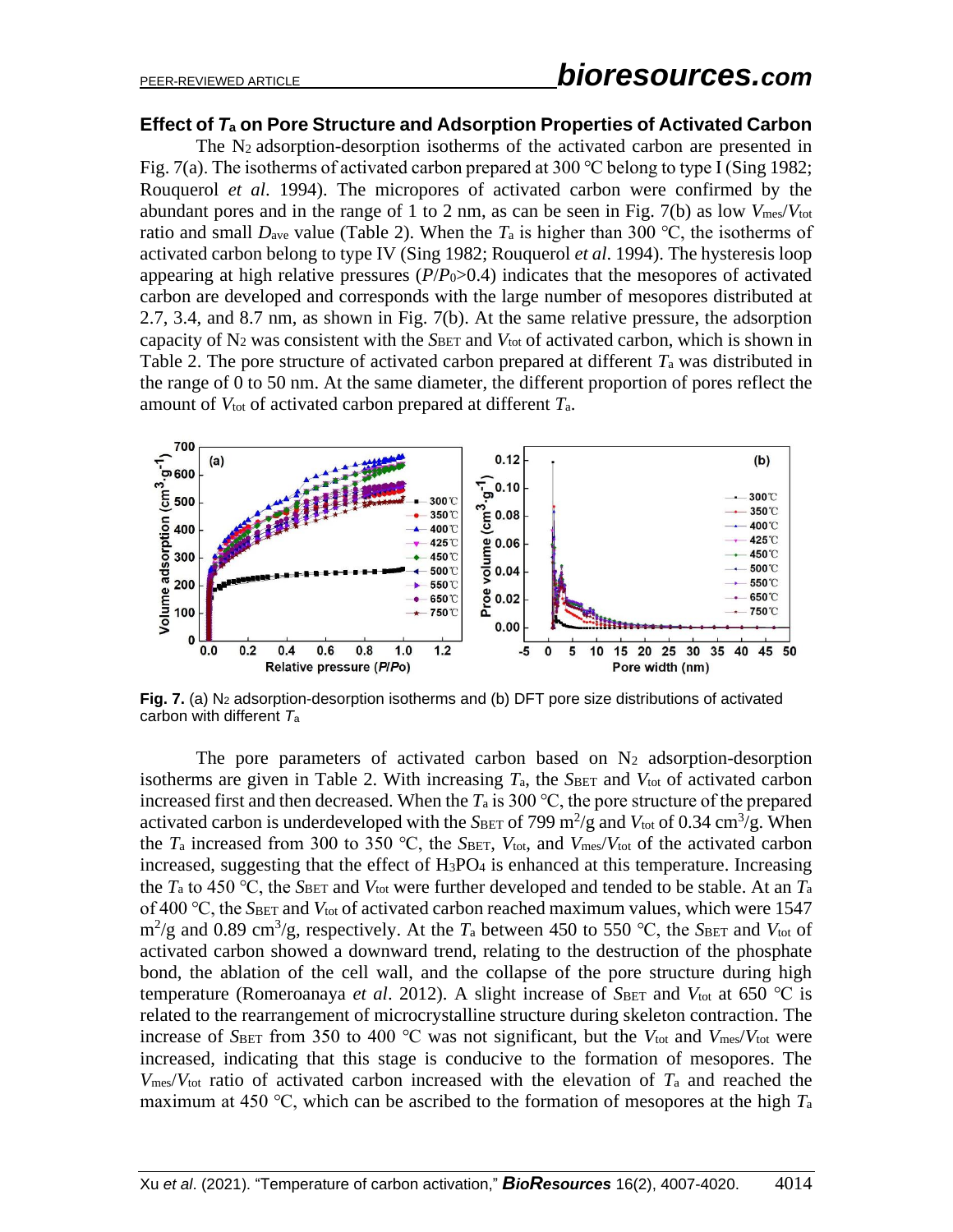### Effect of $T_a$ on Pore Structure and Adsorption Properties of Activated Carbon

The $N_2$ adsorption-desorption isotherms of the activated carbon are presented in Fig. 7(a). The isotherms of activated carbon prepared at 300 °C belong to type I (Sing 1982; Rouquerol *et al*. 1994). The micropores of activated carbon were confirmed by the abundant pores and in the range of 1 to 2 nm, as can be seen in Fig. 7(b) as low $V_{mes}/V_{tot}$ ratio and small $D_{ave}$ value (Table 2). When the $T_a$ is higher than 300 °C, the isotherms of activated carbon belong to type IV (Sing 1982; Rouquerol *et al*. 1994). The hysteresis loop appearing at high relative pressures ($P/P_0$>0.4) indicates that the mesopores of activated carbon are developed and corresponds with the large number of mesopores distributed at 2.7, 3.4, and 8.7 nm, as shown in Fig. 7(b). At the same relative pressure, the adsorption capacity of $N_2$ was consistent with the $S_{BET}$ and $V_{tot}$ of activated carbon, which is shown in Table 2. The pore structure of activated carbon prepared at different $T_a$ was distributed in the range of 0 to 50 nm. At the same diameter, the different proportion of pores reflect the amount of $V_{tot}$ of activated carbon prepared at different $T_a$.

**Fig. 7.** (a) $N_2$ adsorption-desorption isotherms and (b) DFT pore size distributions of activated carbon with different $T_a$

The pore parameters of activated carbon based on $N_2$ adsorption-desorption isotherms are given in Table 2. With increasing $T_a$, the $S_{BET}$ and $V_{tot}$ of activated carbon increased first and then decreased. When the $T_a$ is 300 °C, the pore structure of the prepared activated carbon is underdeveloped with the $S_{BET}$ of 799 $m^2/g$ and $V_{tot}$ of 0.34 $cm^3/g$. When the $T_a$ increased from 300 to 350 °C, the $S_{BET}$, $V_{tot}$, and $V_{mes}/V_{tot}$ of the activated carbon increased, suggesting that the effect of $H_3PO_4$ is enhanced at this temperature. Increasing the $T_a$ to 450 °C, the $S_{BET}$ and $V_{tot}$ were further developed and tended to be stable. At an $T_a$ of 400 °C, the $S_{BET}$ and $V_{tot}$ of activated carbon reached maximum values, which were 1547 $m^2/g$ and 0.89 $cm^3/g$, respectively. At the $T_a$ between 450 to 550 °C, the $S_{BET}$ and $V_{tot}$ of activated carbon showed a downward trend, relating to the destruction of the phosphate bond, the ablation of the cell wall, and the collapse of the pore structure during high temperature (Romeroanaya *et al*. 2012). A slight increase of $S_{BET}$ and $V_{tot}$ at 650 °C is related to the rearrangement of microcrystalline structure during skeleton contraction. The increase of $S_{BET}$ from 350 to 400 °C was not significant, but the $V_{tot}$ and $V_{mes}/V_{tot}$ were increased, indicating that this stage is conducive to the formation of mesopores. The $V_{mes}/V_{tot}$ ratio of activated carbon increased with the elevation of $T_a$ and reached the maximum at 450 °C, which can be ascribed to the formation of mesopores at the high $T_a$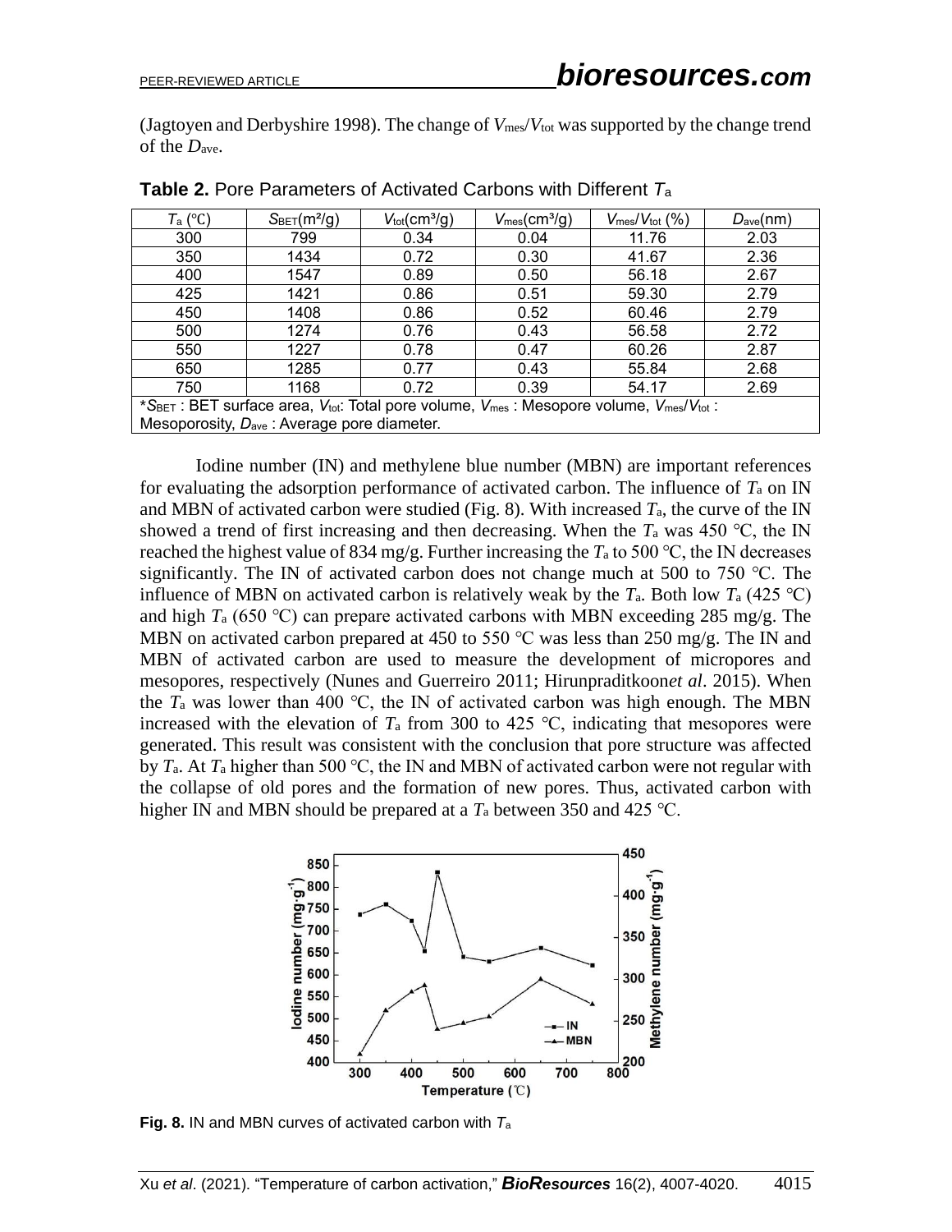(Jagtoyen and Derbyshire 1998). The change of $V_{mes}/V_{tot}$ was supported by the change trend of the $D_{ave}$.

**Table 2.** Pore Parameters of Activated Carbons with Different $T_a$

| $T_a$ (℃) | $S_{BET}$(m²/g) | $V_{tot}$(cm³/g) | $V_{mes}$(cm³/g) | $V_{mes}/V_{tot}$ (%) | $D_{ave}$(nm) |
|---|---|---|---|---|---|
| 300 | 799 | 0.34 | 0.04 | 11.76 | 2.03 |
| 350 | 1434 | 0.72 | 0.30 | 41.67 | 2.36 |
| 400 | 1547 | 0.89 | 0.50 | 56.18 | 2.67 |
| 425 | 1421 | 0.86 | 0.51 | 59.30 | 2.79 |
| 450 | 1408 | 0.86 | 0.52 | 60.46 | 2.79 |
| 500 | 1274 | 0.76 | 0.43 | 56.58 | 2.72 |
| 550 | 1227 | 0.78 | 0.47 | 60.26 | 2.87 |
| 650 | 1285 | 0.77 | 0.43 | 55.84 | 2.68 |
| 750 | 1168 | 0.72 | 0.39 | 54.17 | 2.69 |

*$S_{BET}$ : BET surface area, $V_{tot}$: Total pore volume, $V_{mes}$ : Mesopore volume, $V_{mes}/V_{tot}$ : Mesoporosity, $D_{ave}$ : Average pore diameter.

Iodine number (IN) and methylene blue number (MBN) are important references for evaluating the adsorption performance of activated carbon. The influence of $T_a$ on IN and MBN of activated carbon were studied (Fig. 8). With increased $T_a$, the curve of the IN showed a trend of first increasing and then decreasing. When the $T_a$ was 450 ℃, the IN reached the highest value of 834 mg/g. Further increasing the $T_a$ to 500 ℃, the IN decreases significantly. The IN of activated carbon does not change much at 500 to 750 ℃. The influence of MBN on activated carbon is relatively weak by the $T_a$. Both low $T_a$ (425 ℃) and high $T_a$ (650 ℃) can prepare activated carbons with MBN exceeding 285 mg/g. The MBN on activated carbon prepared at 450 to 550 ℃ was less than 250 mg/g. The IN and MBN of activated carbon are used to measure the development of micropores and mesopores, respectively (Nunes and Guerreiro 2011; Hirunpraditkoon*et al*. 2015). When the $T_a$ was lower than 400 ℃, the IN of activated carbon was high enough. The MBN increased with the elevation of $T_a$ from 300 to 425 ℃, indicating that mesopores were generated. This result was consistent with the conclusion that pore structure was affected by $T_a$. At $T_a$ higher than 500 ℃, the IN and MBN of activated carbon were not regular with the collapse of old pores and the formation of new pores. Thus, activated carbon with higher IN and MBN should be prepared at a $T_a$ between 350 and 425 ℃.

**Fig. 8.** IN and MBN curves of activated carbon with $T_a$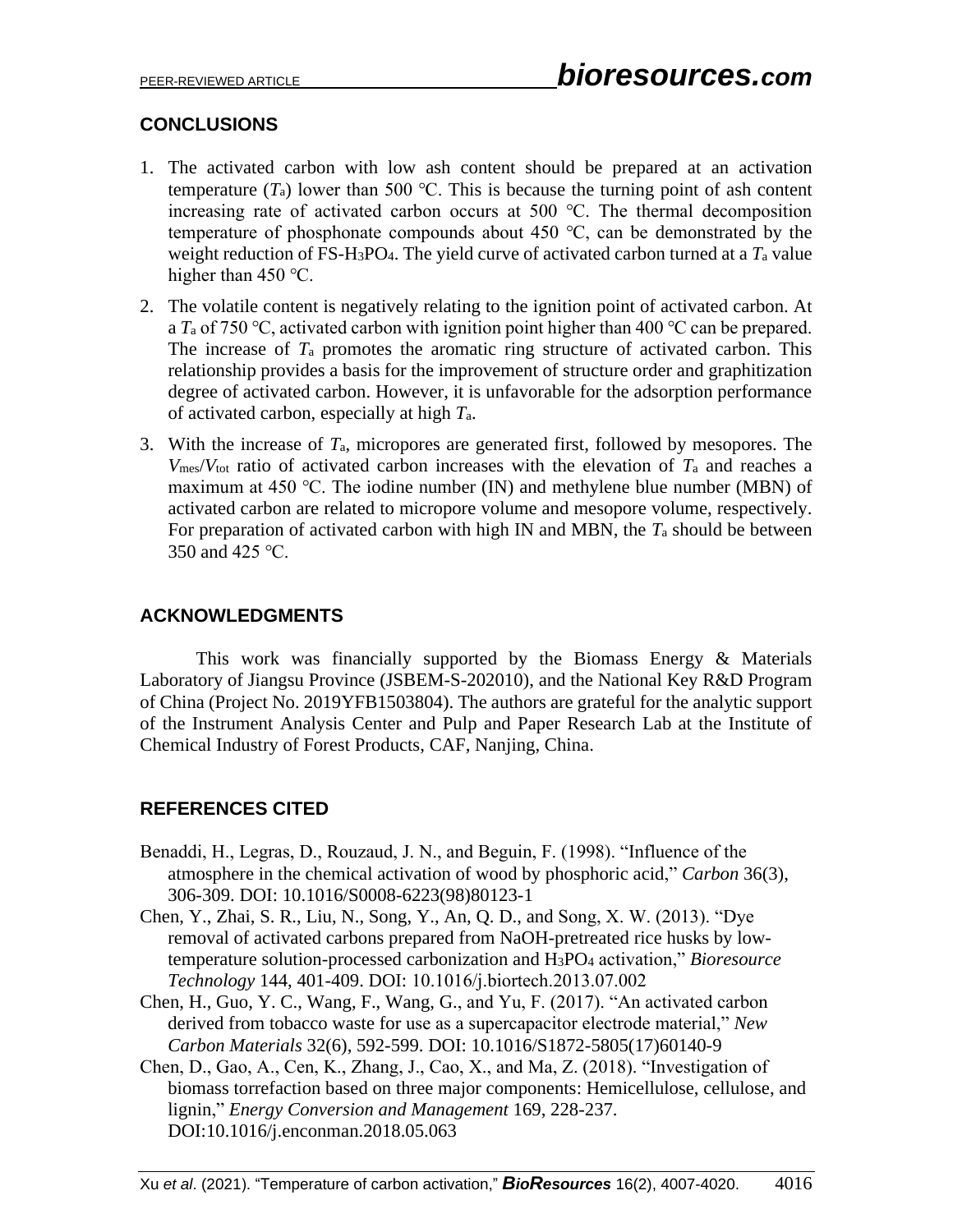## CONCLUSIONS

1. The activated carbon with low ash content should be prepared at an activation temperature ($T_a$) lower than 500 °C. This is because the turning point of ash content increasing rate of activated carbon occurs at 500 °C. The thermal decomposition temperature of phosphonate compounds about 450 °C, can be demonstrated by the weight reduction of FS-$H_3PO_4$. The yield curve of activated carbon turned at a $T_a$ value higher than 450 °C.
2. The volatile content is negatively relating to the ignition point of activated carbon. At a $T_a$ of 750 °C, activated carbon with ignition point higher than 400 °C can be prepared. The increase of $T_a$ promotes the aromatic ring structure of activated carbon. This relationship provides a basis for the improvement of structure order and graphitization degree of activated carbon. However, it is unfavorable for the adsorption performance of activated carbon, especially at high $T_a$.
3. With the increase of $T_a$, micropores are generated first, followed by mesopores. The $V_{mes}/V_{tot}$ ratio of activated carbon increases with the elevation of $T_a$ and reaches a maximum at 450 °C. The iodine number (IN) and methylene blue number (MBN) of activated carbon are related to micropore volume and mesopore volume, respectively. For preparation of activated carbon with high IN and MBN, the $T_a$ should be between 350 and 425 °C.

## ACKNOWLEDGMENTS

This work was financially supported by the Biomass Energy & Materials Laboratory of Jiangsu Province (JSBEM-S-202010), and the National Key R&D Program of China (Project No. 2019YFB1503804). The authors are grateful for the analytic support of the Instrument Analysis Center and Pulp and Paper Research Lab at the Institute of Chemical Industry of Forest Products, CAF, Nanjing, China.

## REFERENCES CITED

Benaddi, H., Legras, D., Rouzaud, J. N., and Beguin, F. (1998). "Influence of the atmosphere in the chemical activation of wood by phosphoric acid," *Carbon* 36(3), 306-309. DOI: 10.1016/S0008-6223(98)80123-1

Chen, Y., Zhai, S. R., Liu, N., Song, Y., An, Q. D., and Song, X. W. (2013). "Dye removal of activated carbons prepared from NaOH-pretreated rice husks by low-temperature solution-processed carbonization and $H_3PO_4$ activation," *Bioresource Technology* 144, 401-409. DOI: 10.1016/j.biortech.2013.07.002

Chen, H., Guo, Y. C., Wang, F., Wang, G., and Yu, F. (2017). "An activated carbon derived from tobacco waste for use as a supercapacitor electrode material," *New Carbon Materials* 32(6), 592-599. DOI: 10.1016/S1872-5805(17)60140-9

Chen, D., Gao, A., Cen, K., Zhang, J., Cao, X., and Ma, Z. (2018). "Investigation of biomass torrefaction based on three major components: Hemicellulose, cellulose, and lignin," *Energy Conversion and Management* 169, 228-237. DOI:10.1016/j.enconman.2018.05.063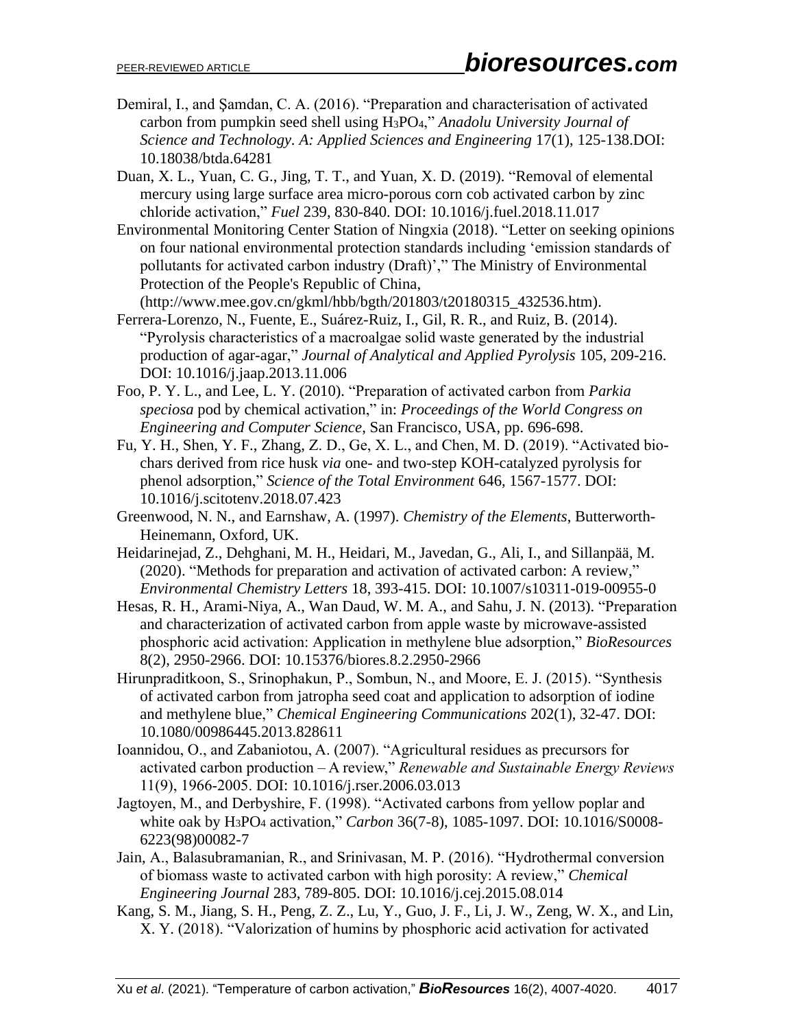Demiral, I., and Şamdan, C. A. (2016). "Preparation and characterisation of activated carbon from pumpkin seed shell using $H_3PO_4$," *Anadolu University Journal of Science and Technology. A: Applied Sciences and Engineering* 17(1), 125-138.DOI: 10.18038/btda.64281

Duan, X. L., Yuan, C. G., Jing, T. T., and Yuan, X. D. (2019). "Removal of elemental mercury using large surface area micro-porous corn cob activated carbon by zinc chloride activation," *Fuel* 239, 830-840. DOI: 10.1016/j.fuel.2018.11.017

Environmental Monitoring Center Station of Ningxia (2018). "Letter on seeking opinions on four national environmental protection standards including 'emission standards of pollutants for activated carbon industry (Draft)'," The Ministry of Environmental Protection of the People's Republic of China, (http://www.mee.gov.cn/gkml/hbb/bgth/201803/t20180315_432536.htm).

Ferrera-Lorenzo, N., Fuente, E., Suárez-Ruiz, I., Gil, R. R., and Ruiz, B. (2014). "Pyrolysis characteristics of a macroalgae solid waste generated by the industrial production of agar-agar," *Journal of Analytical and Applied Pyrolysis* 105, 209-216. DOI: 10.1016/j.jaap.2013.11.006

Foo, P. Y. L., and Lee, L. Y. (2010). "Preparation of activated carbon from *Parkia speciosa* pod by chemical activation," in: *Proceedings of the World Congress on Engineering and Computer Science*, San Francisco, USA, pp. 696-698.

Fu, Y. H., Shen, Y. F., Zhang, Z. D., Ge, X. L., and Chen, M. D. (2019). "Activated bio-chars derived from rice husk *via* one- and two-step KOH-catalyzed pyrolysis for phenol adsorption," *Science of the Total Environment* 646, 1567-1577. DOI: 10.1016/j.scitotenv.2018.07.423

Greenwood, N. N., and Earnshaw, A. (1997). *Chemistry of the Elements*, Butterworth-Heinemann, Oxford, UK.

Heidarinejad, Z., Dehghani, M. H., Heidari, M., Javedan, G., Ali, I., and Sillanpää, M. (2020). "Methods for preparation and activation of activated carbon: A review," *Environmental Chemistry Letters* 18, 393-415. DOI: 10.1007/s10311-019-00955-0

Hesas, R. H., Arami-Niya, A., Wan Daud, W. M. A., and Sahu, J. N. (2013). "Preparation and characterization of activated carbon from apple waste by microwave-assisted phosphoric acid activation: Application in methylene blue adsorption," *BioResources* 8(2), 2950-2966. DOI: 10.15376/biores.8.2.2950-2966

Hirunpraditkoon, S., Srinophakun, P., Sombun, N., and Moore, E. J. (2015). "Synthesis of activated carbon from jatropha seed coat and application to adsorption of iodine and methylene blue," *Chemical Engineering Communications* 202(1), 32-47. DOI: 10.1080/00986445.2013.828611

Ioannidou, O., and Zabaniotou, A. (2007). "Agricultural residues as precursors for activated carbon production – A review," *Renewable and Sustainable Energy Reviews* 11(9), 1966-2005. DOI: 10.1016/j.rser.2006.03.013

Jagtoyen, M., and Derbyshire, F. (1998). "Activated carbons from yellow poplar and white oak by $H_3PO_4$ activation," *Carbon* 36(7-8), 1085-1097. DOI: 10.1016/S0008-6223(98)00082-7

Jain, A., Balasubramanian, R., and Srinivasan, M. P. (2016). "Hydrothermal conversion of biomass waste to activated carbon with high porosity: A review," *Chemical Engineering Journal* 283, 789-805. DOI: 10.1016/j.cej.2015.08.014

Kang, S. M., Jiang, S. H., Peng, Z. Z., Lu, Y., Guo, J. F., Li, J. W., Zeng, W. X., and Lin, X. Y. (2018). "Valorization of humins by phosphoric acid activation for activated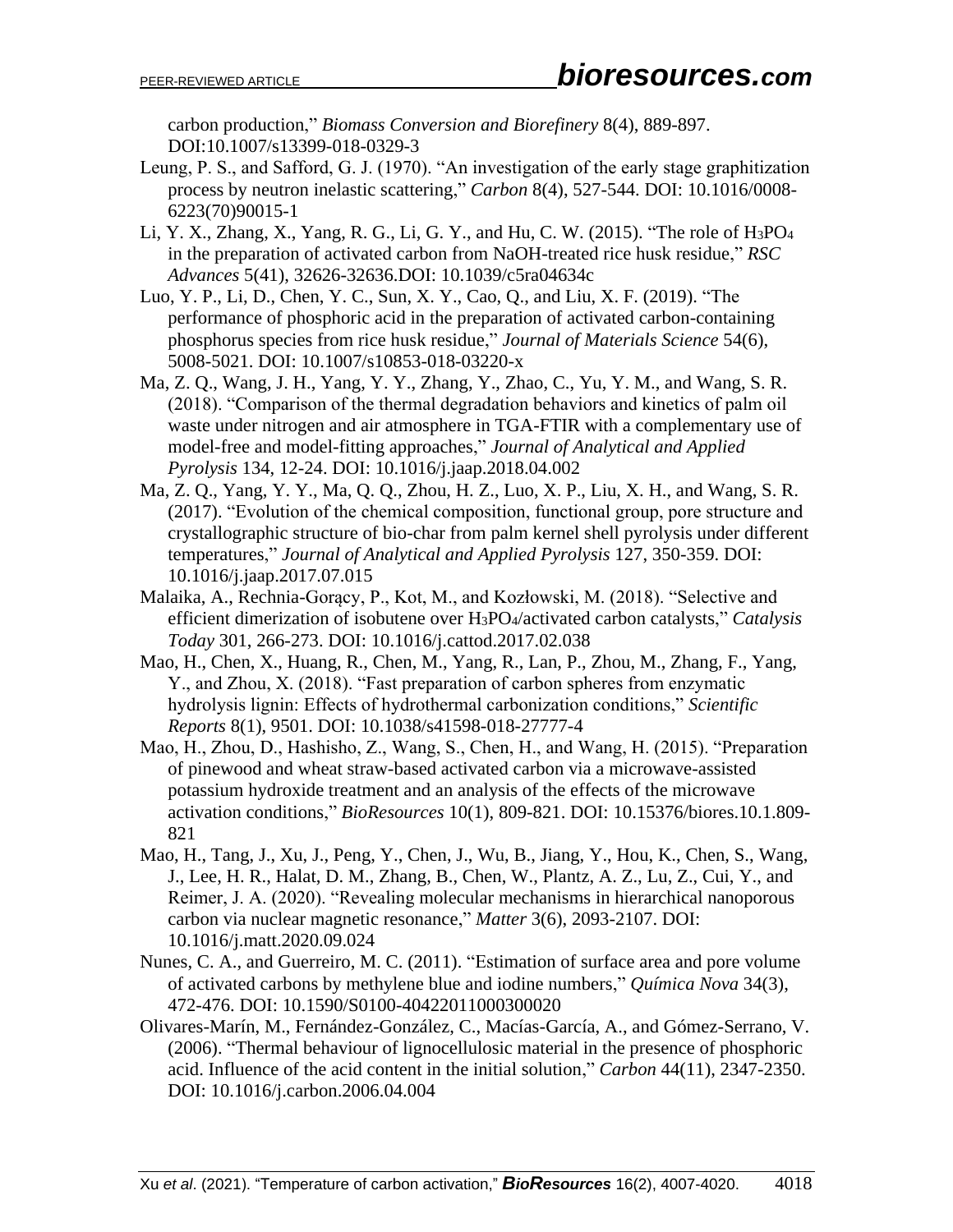carbon production," *Biomass Conversion and Biorefinery* 8(4), 889-897. DOI:10.1007/s13399-018-0329-3

Leung, P. S., and Safford, G. J. (1970). "An investigation of the early stage graphitization process by neutron inelastic scattering," *Carbon* 8(4), 527-544. DOI: 10.1016/0008-6223(70)90015-1

Li, Y. X., Zhang, X., Yang, R. G., Li, G. Y., and Hu, C. W. (2015). "The role of $H_3PO_4$ in the preparation of activated carbon from NaOH-treated rice husk residue," *RSC Advances* 5(41), 32626-32636.DOI: 10.1039/c5ra04634c

Luo, Y. P., Li, D., Chen, Y. C., Sun, X. Y., Cao, Q., and Liu, X. F. (2019). "The performance of phosphoric acid in the preparation of activated carbon-containing phosphorus species from rice husk residue," *Journal of Materials Science* 54(6), 5008-5021. DOI: 10.1007/s10853-018-03220-x

Ma, Z. Q., Wang, J. H., Yang, Y. Y., Zhang, Y., Zhao, C., Yu, Y. M., and Wang, S. R. (2018). "Comparison of the thermal degradation behaviors and kinetics of palm oil waste under nitrogen and air atmosphere in TGA-FTIR with a complementary use of model-free and model-fitting approaches," *Journal of Analytical and Applied Pyrolysis* 134, 12-24. DOI: 10.1016/j.jaap.2018.04.002

Ma, Z. Q., Yang, Y. Y., Ma, Q. Q., Zhou, H. Z., Luo, X. P., Liu, X. H., and Wang, S. R. (2017). "Evolution of the chemical composition, functional group, pore structure and crystallographic structure of bio-char from palm kernel shell pyrolysis under different temperatures," *Journal of Analytical and Applied Pyrolysis* 127, 350-359. DOI: 10.1016/j.jaap.2017.07.015

Malaika, A., Rechnia-Gorący, P., Kot, M., and Kozłowski, M. (2018). "Selective and efficient dimerization of isobutene over $H_3PO_4$/activated carbon catalysts," *Catalysis Today* 301, 266-273. DOI: 10.1016/j.cattod.2017.02.038

Mao, H., Chen, X., Huang, R., Chen, M., Yang, R., Lan, P., Zhou, M., Zhang, F., Yang, Y., and Zhou, X. (2018). "Fast preparation of carbon spheres from enzymatic hydrolysis lignin: Effects of hydrothermal carbonization conditions," *Scientific Reports* 8(1), 9501. DOI: 10.1038/s41598-018-27777-4

Mao, H., Zhou, D., Hashisho, Z., Wang, S., Chen, H., and Wang, H. (2015). "Preparation of pinewood and wheat straw-based activated carbon via a microwave-assisted potassium hydroxide treatment and an analysis of the effects of the microwave activation conditions," *BioResources* 10(1), 809-821. DOI: 10.15376/biores.10.1.809-821

Mao, H., Tang, J., Xu, J., Peng, Y., Chen, J., Wu, B., Jiang, Y., Hou, K., Chen, S., Wang, J., Lee, H. R., Halat, D. M., Zhang, B., Chen, W., Plantz, A. Z., Lu, Z., Cui, Y., and Reimer, J. A. (2020). "Revealing molecular mechanisms in hierarchical nanoporous carbon via nuclear magnetic resonance," *Matter* 3(6), 2093-2107. DOI: 10.1016/j.matt.2020.09.024

Nunes, C. A., and Guerreiro, M. C. (2011). "Estimation of surface area and pore volume of activated carbons by methylene blue and iodine numbers," *Química Nova* 34(3), 472-476. DOI: 10.1590/S0100-40422011000300020

Olivares-Marín, M., Fernández-González, C., Macías-García, A., and Gómez-Serrano, V. (2006). "Thermal behaviour of lignocellulosic material in the presence of phosphoric acid. Influence of the acid content in the initial solution," *Carbon* 44(11), 2347-2350. DOI: 10.1016/j.carbon.2006.04.004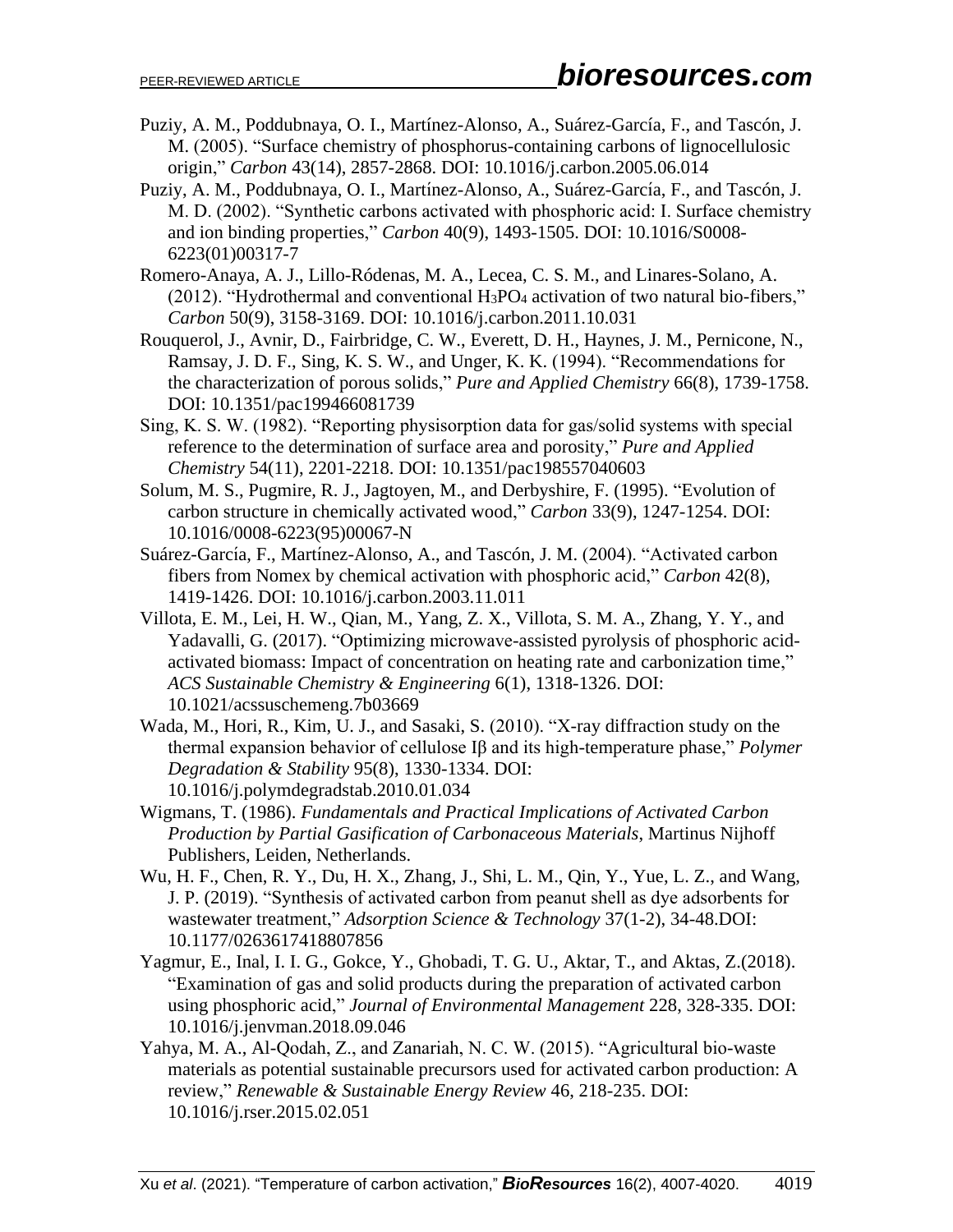Puziy, A. M., Poddubnaya, O. I., Martínez-Alonso, A., Suárez-García, F., and Tascón, J. M. (2005). "Surface chemistry of phosphorus-containing carbons of lignocellulosic origin," *Carbon* 43(14), 2857-2868. DOI: 10.1016/j.carbon.2005.06.014

Puziy, A. M., Poddubnaya, O. I., Martínez-Alonso, A., Suárez-García, F., and Tascón, J. M. D. (2002). "Synthetic carbons activated with phosphoric acid: I. Surface chemistry and ion binding properties," *Carbon* 40(9), 1493-1505. DOI: 10.1016/S0008-6223(01)00317-7

Romero-Anaya, A. J., Lillo-Ródenas, M. A., Lecea, C. S. M., and Linares-Solano, A. (2012). "Hydrothermal and conventional $H_3PO_4$ activation of two natural bio-fibers," *Carbon* 50(9), 3158-3169. DOI: 10.1016/j.carbon.2011.10.031

Rouquerol, J., Avnir, D., Fairbridge, C. W., Everett, D. H., Haynes, J. M., Pernicone, N., Ramsay, J. D. F., Sing, K. S. W., and Unger, K. K. (1994). "Recommendations for the characterization of porous solids," *Pure and Applied Chemistry* 66(8), 1739-1758. DOI: 10.1351/pac199466081739

Sing, K. S. W. (1982). "Reporting physisorption data for gas/solid systems with special reference to the determination of surface area and porosity," *Pure and Applied Chemistry* 54(11), 2201-2218. DOI: 10.1351/pac198557040603

Solum, M. S., Pugmire, R. J., Jagtoyen, M., and Derbyshire, F. (1995). "Evolution of carbon structure in chemically activated wood," *Carbon* 33(9), 1247-1254. DOI: 10.1016/0008-6223(95)00067-N

Suárez-García, F., Martínez-Alonso, A., and Tascón, J. M. (2004). "Activated carbon fibers from Nomex by chemical activation with phosphoric acid," *Carbon* 42(8), 1419-1426. DOI: 10.1016/j.carbon.2003.11.011

Villota, E. M., Lei, H. W., Qian, M., Yang, Z. X., Villota, S. M. A., Zhang, Y. Y., and Yadavalli, G. (2017). "Optimizing microwave-assisted pyrolysis of phosphoric acid-activated biomass: Impact of concentration on heating rate and carbonization time," *ACS Sustainable Chemistry & Engineering* 6(1), 1318-1326. DOI: 10.1021/acssuschemeng.7b03669

Wada, M., Hori, R., Kim, U. J., and Sasaki, S. (2010). "X-ray diffraction study on the thermal expansion behavior of cellulose Iβ and its high-temperature phase," *Polymer Degradation & Stability* 95(8), 1330-1334. DOI: 10.1016/j.polymdegradstab.2010.01.034

Wigmans, T. (1986). *Fundamentals and Practical Implications of Activated Carbon Production by Partial Gasification of Carbonaceous Materials*, Martinus Nijhoff Publishers, Leiden, Netherlands.

Wu, H. F., Chen, R. Y., Du, H. X., Zhang, J., Shi, L. M., Qin, Y., Yue, L. Z., and Wang, J. P. (2019). "Synthesis of activated carbon from peanut shell as dye adsorbents for wastewater treatment," *Adsorption Science & Technology* 37(1-2), 34-48.DOI: 10.1177/0263617418807856

Yagmur, E., Inal, I. I. G., Gokce, Y., Ghobadi, T. G. U., Aktar, T., and Aktas, Z.(2018). "Examination of gas and solid products during the preparation of activated carbon using phosphoric acid," *Journal of Environmental Management* 228, 328-335. DOI: 10.1016/j.jenvman.2018.09.046

Yahya, M. A., Al-Qodah, Z., and Zanariah, N. C. W. (2015). "Agricultural bio-waste materials as potential sustainable precursors used for activated carbon production: A review," *Renewable & Sustainable Energy Review* 46, 218-235. DOI: 10.1016/j.rser.2015.02.051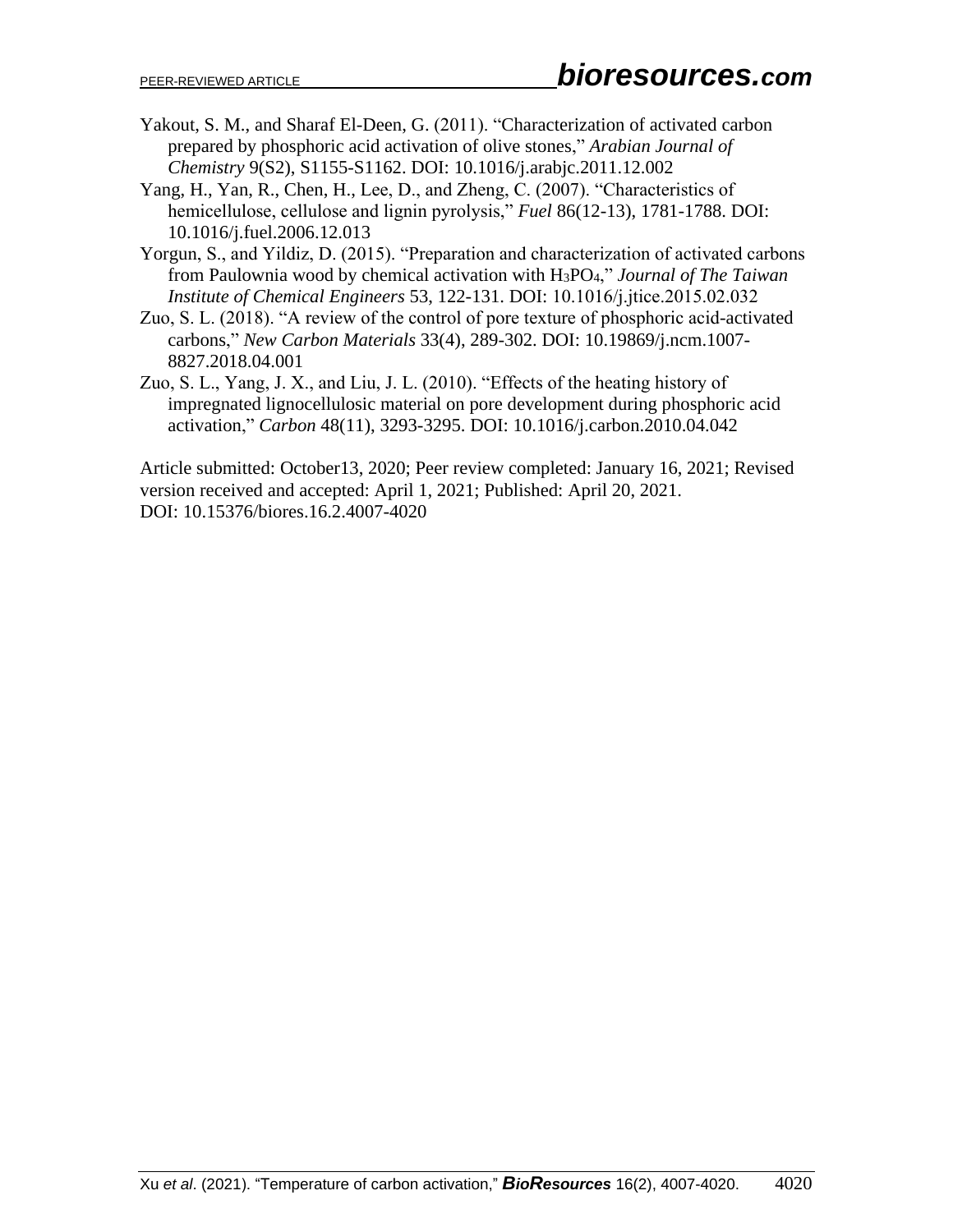Yakout, S. M., and Sharaf El-Deen, G. (2011). "Characterization of activated carbon prepared by phosphoric acid activation of olive stones," *Arabian Journal of Chemistry* 9(S2), S1155-S1162. DOI: 10.1016/j.arabjc.2011.12.002

Yang, H., Yan, R., Chen, H., Lee, D., and Zheng, C. (2007). "Characteristics of hemicellulose, cellulose and lignin pyrolysis," *Fuel* 86(12-13), 1781-1788. DOI: 10.1016/j.fuel.2006.12.013

Yorgun, S., and Yildiz, D. (2015). "Preparation and characterization of activated carbons from Paulownia wood by chemical activation with $H_3PO_4$," *Journal of The Taiwan Institute of Chemical Engineers* 53, 122-131. DOI: 10.1016/j.jtice.2015.02.032

Zuo, S. L. (2018). "A review of the control of pore texture of phosphoric acid-activated carbons," *New Carbon Materials* 33(4), 289-302. DOI: 10.19869/j.ncm.1007-8827.2018.04.001

Zuo, S. L., Yang, J. X., and Liu, J. L. (2010). "Effects of the heating history of impregnated lignocellulosic material on pore development during phosphoric acid activation," *Carbon* 48(11), 3293-3295. DOI: 10.1016/j.carbon.2010.04.042

Article submitted: October13, 2020; Peer review completed: January 16, 2021; Revised version received and accepted: April 1, 2021; Published: April 20, 2021.
DOI: 10.15376/biores.16.2.4007-4020